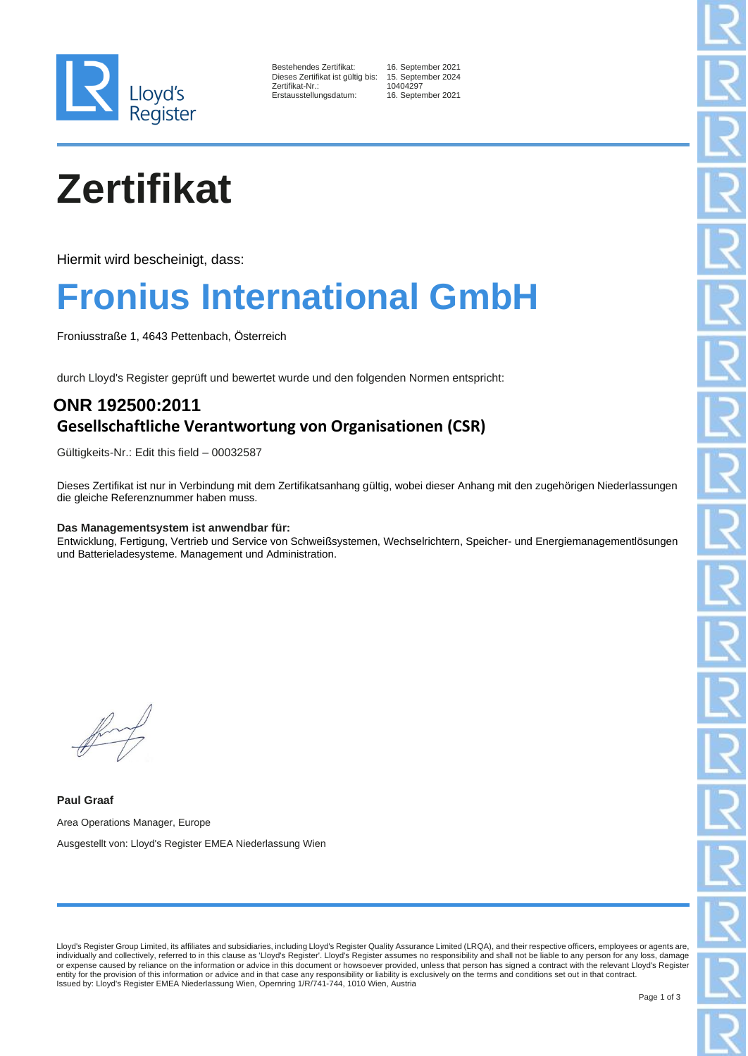Lloyd's Register

| | |
|---|---|
| Bestehendes Zertifikat: | 16. September 2021 |
| Dieses Zertifikat ist gültig bis: | 15. September 2024 |
| Zertifikat-Nr.: | 10404297 |
| Erstausstellungsdatum: | 16. September 2021 |

# Zertifikat

Hiermit wird bescheinigt, dass:

# Fronius International GmbH

Froniusstraße 1, 4643 Pettenbach, Österreich

durch Lloyd's Register geprüft und bewertet wurde und den folgenden Normen entspricht:

## ONR 192500:2011

### Gesellschaftliche Verantwortung von Organisationen (CSR)

Gültigkeits-Nr.: Edit this field – 00032587

Dieses Zertifikat ist nur in Verbindung mit dem Zertifikatsanhang gültig, wobei dieser Anhang mit den zugehörigen Niederlassungen die gleiche Referenznummer haben muss.

**Das Managementsystem ist anwendbar für:**
Entwicklung, Fertigung, Vertrieb und Service von Schweißsystemen, Wechselrichtern, Speicher- und Energiemanagementlösungen und Batterieladesysteme. Management und Administration.

**Paul Graaf**

Area Operations Manager, Europe

Ausgestellt von: Lloyd's Register EMEA Niederlassung Wien

Lloyd's Register Group Limited, its affiliates and subsidiaries, including Lloyd's Register Quality Assurance Limited (LRQA), and their respective officers, employees or agents are, individually and collectively, referred to in this clause as 'Lloyd's Register'. Lloyd's Register assumes no responsibility and shall not be liable to any person for any loss, damage or expense caused by reliance on the information or advice in this document or howsoever provided, unless that person has signed a contract with the relevant Lloyd's Register entity for the provision of this information or advice and in that case any responsibility or liability is exclusively on the terms and conditions set out in that contract.
Issued by: Lloyd's Register EMEA Niederlassung Wien, Opernring 1/R/741-744, 1010 Wien, Austria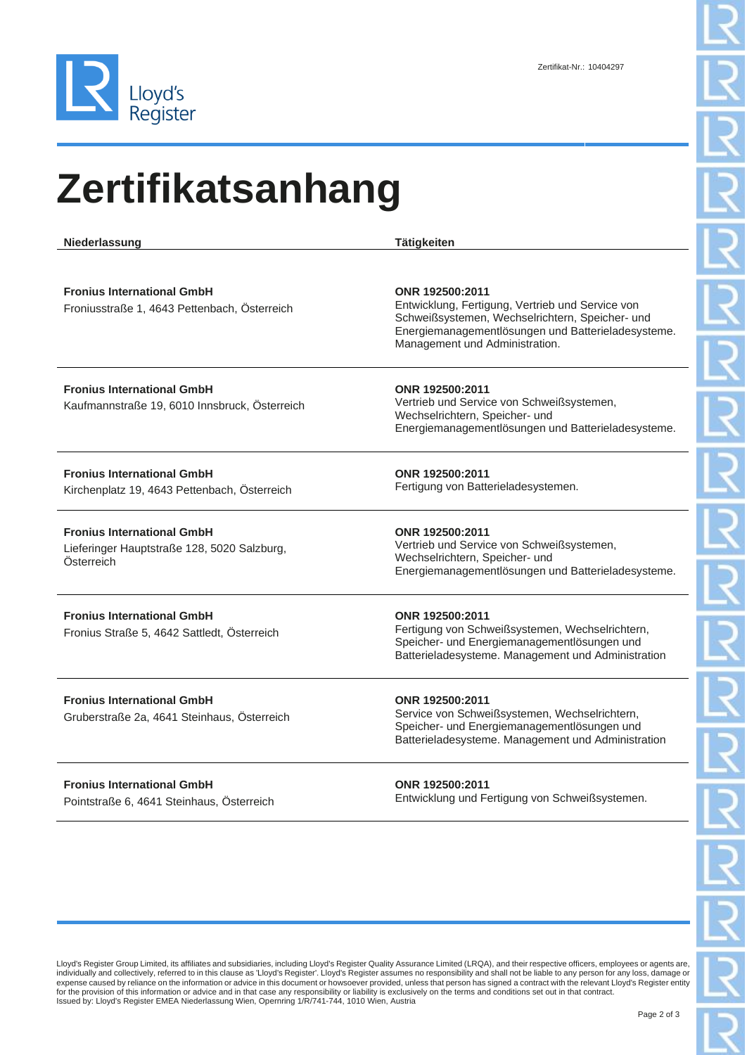Zertifikat-Nr.: 10404297

# Zertifikatsanhang

| Niederlassung | Tätigkeiten |
| --- | --- |
| **Fronius International GmbH**<br>Froniusstraße 1, 4643 Pettenbach, Österreich | **ONR 192500:2011**<br>Entwicklung, Fertigung, Vertrieb und Service von Schweißsystemen, Wechselrichtern, Speicher- und Energiemanagementlösungen und Batterieladesysteme. Management und Administration. |
| **Fronius International GmbH**<br>Kaufmannstraße 19, 6010 Innsbruck, Österreich | **ONR 192500:2011**<br>Vertrieb und Service von Schweißsystemen, Wechselrichtern, Speicher- und Energiemanagementlösungen und Batterieladesysteme. |
| **Fronius International GmbH**<br>Kirchenplatz 19, 4643 Pettenbach, Österreich | **ONR 192500:2011**<br>Fertigung von Batterieladesystemen. |
| **Fronius International GmbH**<br>Lieferinger Hauptstraße 128, 5020 Salzburg, Österreich | **ONR 192500:2011**<br>Vertrieb und Service von Schweißsystemen, Wechselrichtern, Speicher- und Energiemanagementlösungen und Batterieladesysteme. |
| **Fronius International GmbH**<br>Fronius Straße 5, 4642 Sattledt, Österreich | **ONR 192500:2011**<br>Fertigung von Schweißsystemen, Wechselrichtern, Speicher- und Energiemanagementlösungen und Batterieladesysteme. Management und Administration |
| **Fronius International GmbH**<br>Gruberstraße 2a, 4641 Steinhaus, Österreich | **ONR 192500:2011**<br>Service von Schweißsystemen, Wechselrichtern, Speicher- und Energiemanagementlösungen und Batterieladesysteme. Management und Administration |
| **Fronius International GmbH**<br>Pointstraße 6, 4641 Steinhaus, Österreich | **ONR 192500:2011**<br>Entwicklung und Fertigung von Schweißsystemen. |

Lloyd's Register Group Limited, its affiliates and subsidiaries, including Lloyd's Register Quality Assurance Limited (LRQA), and their respective officers, employees or agents are, individually and collectively, referred to in this clause as 'Lloyd's Register'. Lloyd's Register assumes no responsibility and shall not be liable to any person for any loss, damage or expense caused by reliance on the information or advice in this document or howsoever provided, unless that person has signed a contract with the relevant Lloyd's Register entity for the provision of this information or advice and in that case any responsibility or liability is exclusively on the terms and conditions set out in that contract.
Issued by: Lloyd's Register EMEA Niederlassung Wien, Opernring 1/R/741-744, 1010 Wien, Austria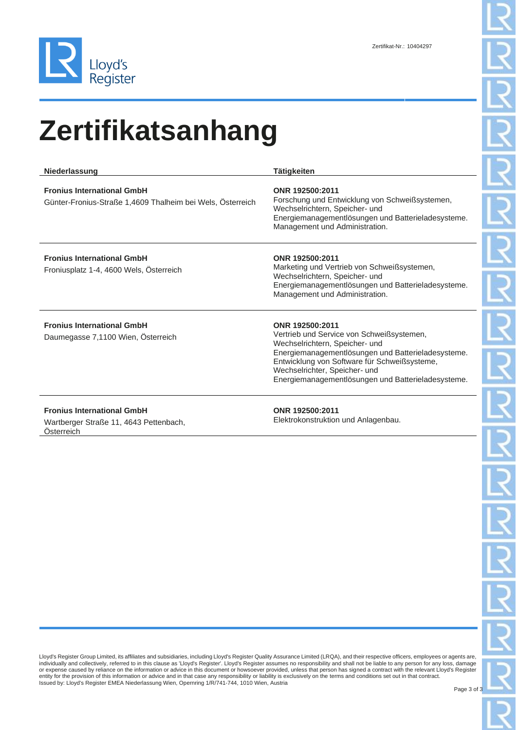Zertifikat-Nr.: 10404297

# Zertifikatsanhang

| Niederlassung | Tätigkeiten |
|---|---|
| **Fronius International GmbH**<br>Günter-Fronius-Straße 1,4609 Thalheim bei Wels, Österreich | **ONR 192500:2011**<br>Forschung und Entwicklung von Schweißsystemen, Wechselrichtern, Speicher- und Energiemanagementlösungen und Batterieladesysteme. Management und Administration. |
| **Fronius International GmbH**<br>Froniusplatz 1-4, 4600 Wels, Österreich | **ONR 192500:2011**<br>Marketing und Vertrieb von Schweißsystemen, Wechselrichtern, Speicher- und Energiemanagementlösungen und Batterieladesysteme. Management und Administration. |
| **Fronius International GmbH**<br>Daumegasse 7,1100 Wien, Österreich | **ONR 192500:2011**<br>Vertrieb und Service von Schweißsystemen, Wechselrichtern, Speicher- und Energiemanagementlösungen und Batterieladesysteme. Entwicklung von Software für Schweißsysteme, Wechselrichter, Speicher- und Energiemanagementlösungen und Batterieladesysteme. |
| **Fronius International GmbH**<br>Wartberger Straße 11, 4643 Pettenbach, Österreich | **ONR 192500:2011**<br>Elektrokonstruktion und Anlagenbau. |

Lloyd's Register Group Limited, its affiliates and subsidiaries, including Lloyd's Register Quality Assurance Limited (LRQA), and their respective officers, employees or agents are, individually and collectively, referred to in this clause as 'Lloyd's Register'. Lloyd's Register assumes no responsibility and shall not be liable to any person for any loss, damage or expense caused by reliance on the information or advice in this document or howsoever provided, unless that person has signed a contract with the relevant Lloyd's Register entity for the provision of this information or advice and in that case any responsibility or liability is exclusively on the terms and conditions set out in that contract.
Issued by: Lloyd's Register EMEA Niederlassung Wien, Opernring 1/R/741-744, 1010 Wien, Austria